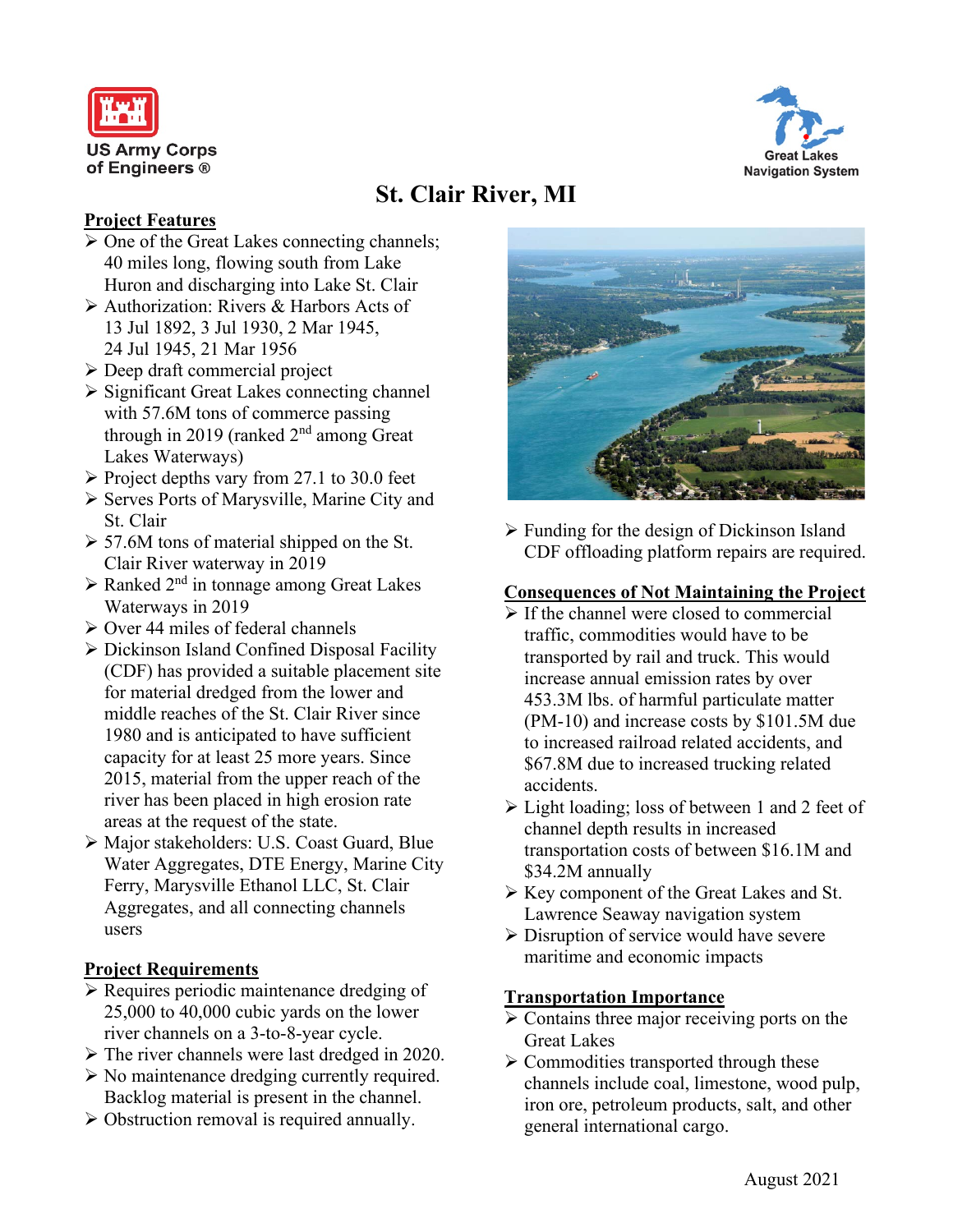US Army Corps of Engineers ®

Great Lakes Navigation System

# St. Clair River, MI

## Project Features

- One of the Great Lakes connecting channels; 40 miles long, flowing south from Lake Huron and discharging into Lake St. Clair
- Authorization: Rivers & Harbors Acts of 13 Jul 1892, 3 Jul 1930, 2 Mar 1945, 24 Jul 1945, 21 Mar 1956
- Deep draft commercial project
- Significant Great Lakes connecting channel with 57.6M tons of commerce passing through in 2019 (ranked 2nd among Great Lakes Waterways)
- Project depths vary from 27.1 to 30.0 feet
- Serves Ports of Marysville, Marine City and St. Clair
- 57.6M tons of material shipped on the St. Clair River waterway in 2019
- Ranked 2nd in tonnage among Great Lakes Waterways in 2019
- Over 44 miles of federal channels
- Dickinson Island Confined Disposal Facility (CDF) has provided a suitable placement site for material dredged from the lower and middle reaches of the St. Clair River since 1980 and is anticipated to have sufficient capacity for at least 25 more years. Since 2015, material from the upper reach of the river has been placed in high erosion rate areas at the request of the state.
- Major stakeholders: U.S. Coast Guard, Blue Water Aggregates, DTE Energy, Marine City Ferry, Marysville Ethanol LLC, St. Clair Aggregates, and all connecting channels users

## Project Requirements

- Requires periodic maintenance dredging of 25,000 to 40,000 cubic yards on the lower river channels on a 3-to-8-year cycle.
- The river channels were last dredged in 2020.
- No maintenance dredging currently required. Backlog material is present in the channel.
- Obstruction removal is required annually.
- Funding for the design of Dickinson Island CDF offloading platform repairs are required.

## Consequences of Not Maintaining the Project

- If the channel were closed to commercial traffic, commodities would have to be transported by rail and truck. This would increase annual emission rates by over 453.3M lbs. of harmful particulate matter (PM-10) and increase costs by $101.5M due to increased railroad related accidents, and $67.8M due to increased trucking related accidents.
- Light loading; loss of between 1 and 2 feet of channel depth results in increased transportation costs of between $16.1M and $34.2M annually
- Key component of the Great Lakes and St. Lawrence Seaway navigation system
- Disruption of service would have severe maritime and economic impacts

## Transportation Importance

- Contains three major receiving ports on the Great Lakes
- Commodities transported through these channels include coal, limestone, wood pulp, iron ore, petroleum products, salt, and other general international cargo.

August 2021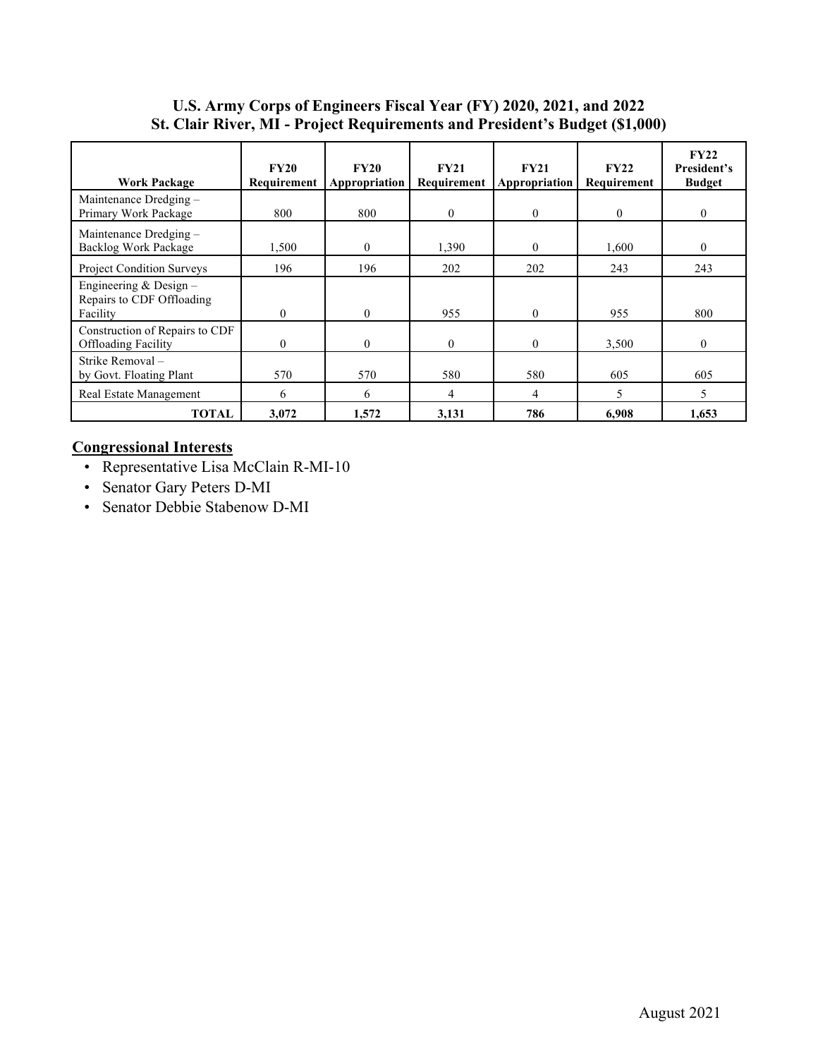## U.S. Army Corps of Engineers Fiscal Year (FY) 2020, 2021, and 2022
## St. Clair River, MI - Project Requirements and President's Budget ($1,000)

| Work Package | FY20 Requirement | FY20 Appropriation | FY21 Requirement | FY21 Appropriation | FY22 Requirement | FY22 President's Budget |
|---|---|---|---|---|---|---|
| Maintenance Dredging – Primary Work Package | 800 | 800 | 0 | 0 | 0 | 0 |
| Maintenance Dredging – Backlog Work Package | 1,500 | 0 | 1,390 | 0 | 1,600 | 0 |
| Project Condition Surveys | 196 | 196 | 202 | 202 | 243 | 243 |
| Engineering & Design – Repairs to CDF Offloading Facility | 0 | 0 | 955 | 0 | 955 | 800 |
| Construction of Repairs to CDF Offloading Facility | 0 | 0 | 0 | 0 | 3,500 | 0 |
| Strike Removal – by Govt. Floating Plant | 570 | 570 | 580 | 580 | 605 | 605 |
| Real Estate Management | 6 | 6 | 4 | 4 | 5 | 5 |
| **TOTAL** | **3,072** | **1,572** | **3,131** | **786** | **6,908** | **1,653** |

**Congressional Interests**

- Representative Lisa McClain R-MI-10
- Senator Gary Peters D-MI
- Senator Debbie Stabenow D-MI

August 2021